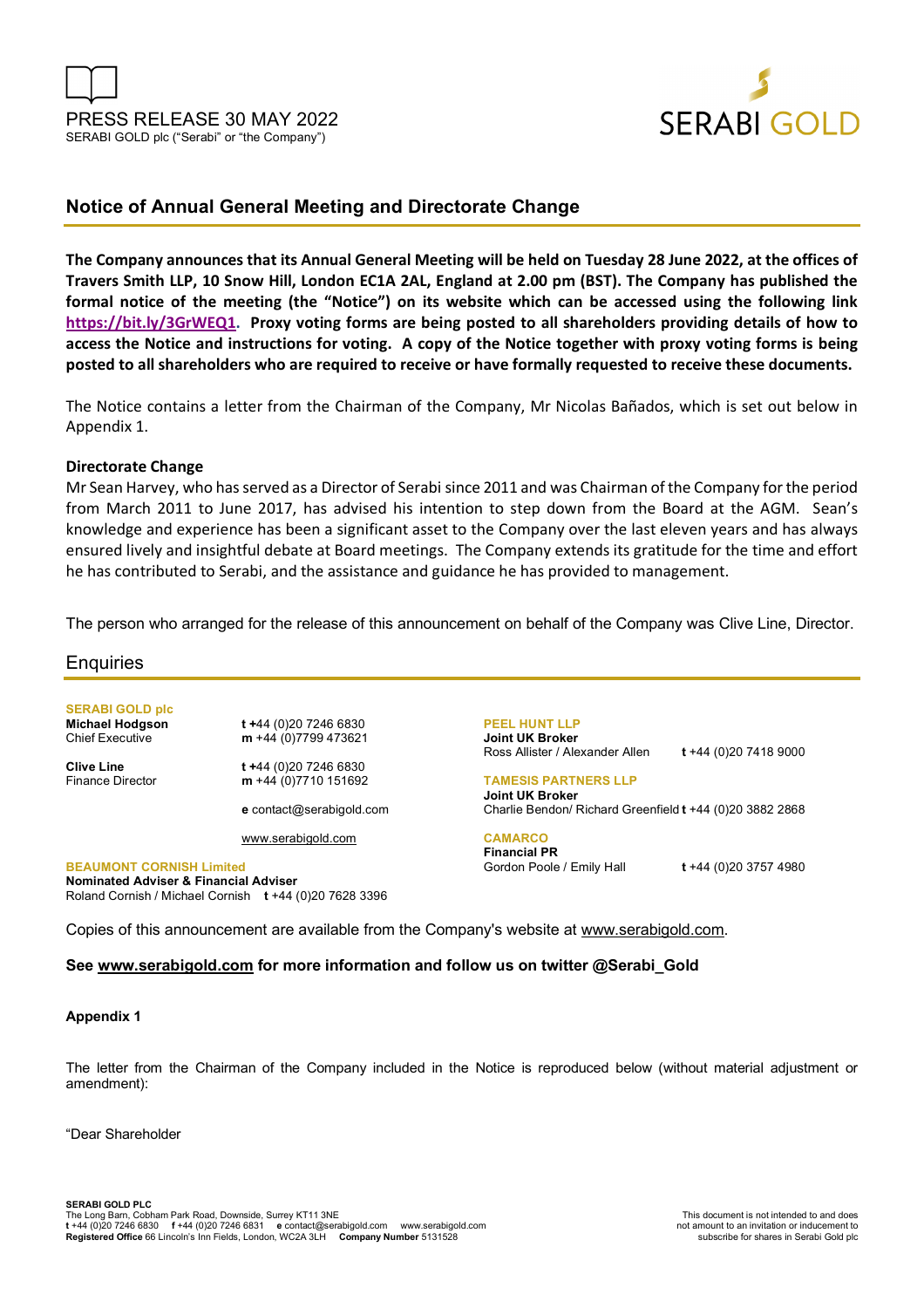PRESS RELEASE 30 MAY 2022

SERABI GOLD plc ("Serabi" or "the Company")

SERABI GOLD

## Notice of Annual General Meeting and Directorate Change

**The Company announces that its Annual General Meeting will be held on Tuesday 28 June 2022, at the offices of Travers Smith LLP, 10 Snow Hill, London EC1A 2AL, England at 2.00 pm (BST). The Company has published the formal notice of the meeting (the "Notice") on its website which can be accessed using the following link https://bit.ly/3GrWEQ1. Proxy voting forms are being posted to all shareholders providing details of how to access the Notice and instructions for voting. A copy of the Notice together with proxy voting forms is being posted to all shareholders who are required to receive or have formally requested to receive these documents.**

The Notice contains a letter from the Chairman of the Company, Mr Nicolas Bañados, which is set out below in Appendix 1.

**Directorate Change**

Mr Sean Harvey, who has served as a Director of Serabi since 2011 and was Chairman of the Company for the period from March 2011 to June 2017, has advised his intention to step down from the Board at the AGM. Sean's knowledge and experience has been a significant asset to the Company over the last eleven years and has always ensured lively and insightful debate at Board meetings. The Company extends its gratitude for the time and effort he has contributed to Serabi, and the assistance and guidance he has provided to management.

The person who arranged for the release of this announcement on behalf of the Company was Clive Line, Director.

## Enquiries

**SERABI GOLD plc**

**Michael Hodgson** — Chief Executive
t +44 (0)20 7246 6830
m +44 (0)7799 473621

**Clive Line** — Finance Director
t +44 (0)20 7246 6830
m +44 (0)7710 151692

e contact@serabigold.com

www.serabigold.com

**BEAUMONT CORNISH Limited**
**Nominated Adviser & Financial Adviser**
Roland Cornish / Michael Cornish t +44 (0)20 7628 3396

**PEEL HUNT LLP**
**Joint UK Broker**
Ross Allister / Alexander Allen t +44 (0)20 7418 9000

**TAMESIS PARTNERS LLP**
**Joint UK Broker**
Charlie Bendon/ Richard Greenfield t +44 (0)20 3882 2868

**CAMARCO**
**Financial PR**
Gordon Poole / Emily Hall t +44 (0)20 3757 4980

Copies of this announcement are available from the Company's website at www.serabigold.com.

**See www.serabigold.com for more information and follow us on twitter @Serabi_Gold**

**Appendix 1**

The letter from the Chairman of the Company included in the Notice is reproduced below (without material adjustment or amendment):

"Dear Shareholder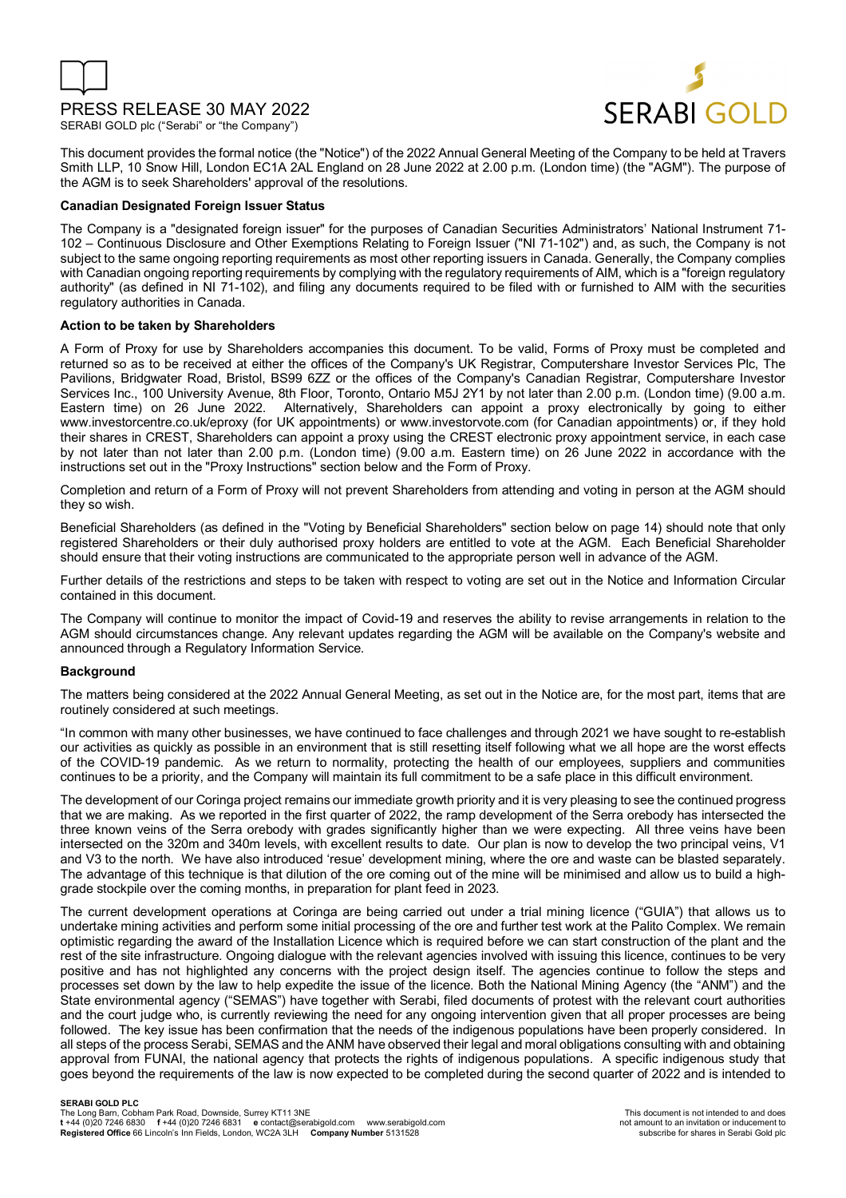# PRESS RELEASE 30 MAY 2022

SERABI GOLD plc ("Serabi" or "the Company")

This document provides the formal notice (the "Notice") of the 2022 Annual General Meeting of the Company to be held at Travers Smith LLP, 10 Snow Hill, London EC1A 2AL England on 28 June 2022 at 2.00 p.m. (London time) (the "AGM"). The purpose of the AGM is to seek Shareholders' approval of the resolutions.

**Canadian Designated Foreign Issuer Status**

The Company is a "designated foreign issuer" for the purposes of Canadian Securities Administrators' National Instrument 71-102 – Continuous Disclosure and Other Exemptions Relating to Foreign Issuer ("NI 71-102") and, as such, the Company is not subject to the same ongoing reporting requirements as most other reporting issuers in Canada. Generally, the Company complies with Canadian ongoing reporting requirements by complying with the regulatory requirements of AIM, which is a "foreign regulatory authority" (as defined in NI 71-102), and filing any documents required to be filed with or furnished to AIM with the securities regulatory authorities in Canada.

**Action to be taken by Shareholders**

A Form of Proxy for use by Shareholders accompanies this document. To be valid, Forms of Proxy must be completed and returned so as to be received at either the offices of the Company's UK Registrar, Computershare Investor Services Plc, The Pavilions, Bridgwater Road, Bristol, BS99 6ZZ or the offices of the Company's Canadian Registrar, Computershare Investor Services Inc., 100 University Avenue, 8th Floor, Toronto, Ontario M5J 2Y1 by not later than 2.00 p.m. (London time) (9.00 a.m. Eastern time) on 26 June 2022. Alternatively, Shareholders can appoint a proxy electronically by going to either www.investorcentre.co.uk/eproxy (for UK appointments) or www.investorvote.com (for Canadian appointments) or, if they hold their shares in CREST, Shareholders can appoint a proxy using the CREST electronic proxy appointment service, in each case by not later than not later than 2.00 p.m. (London time) (9.00 a.m. Eastern time) on 26 June 2022 in accordance with the instructions set out in the "Proxy Instructions" section below and the Form of Proxy.

Completion and return of a Form of Proxy will not prevent Shareholders from attending and voting in person at the AGM should they so wish.

Beneficial Shareholders (as defined in the "Voting by Beneficial Shareholders" section below on page 14) should note that only registered Shareholders or their duly authorised proxy holders are entitled to vote at the AGM. Each Beneficial Shareholder should ensure that their voting instructions are communicated to the appropriate person well in advance of the AGM.

Further details of the restrictions and steps to be taken with respect to voting are set out in the Notice and Information Circular contained in this document.

The Company will continue to monitor the impact of Covid-19 and reserves the ability to revise arrangements in relation to the AGM should circumstances change. Any relevant updates regarding the AGM will be available on the Company's website and announced through a Regulatory Information Service.

**Background**

The matters being considered at the 2022 Annual General Meeting, as set out in the Notice are, for the most part, items that are routinely considered at such meetings.

"In common with many other businesses, we have continued to face challenges and through 2021 we have sought to re-establish our activities as quickly as possible in an environment that is still resetting itself following what we all hope are the worst effects of the COVID-19 pandemic. As we return to normality, protecting the health of our employees, suppliers and communities continues to be a priority, and the Company will maintain its full commitment to be a safe place in this difficult environment.

The development of our Coringa project remains our immediate growth priority and it is very pleasing to see the continued progress that we are making. As we reported in the first quarter of 2022, the ramp development of the Serra orebody has intersected the three known veins of the Serra orebody with grades significantly higher than we were expecting. All three veins have been intersected on the 320m and 340m levels, with excellent results to date. Our plan is now to develop the two principal veins, V1 and V3 to the north. We have also introduced 'resue' development mining, where the ore and waste can be blasted separately. The advantage of this technique is that dilution of the ore coming out of the mine will be minimised and allow us to build a high-grade stockpile over the coming months, in preparation for plant feed in 2023.

The current development operations at Coringa are being carried out under a trial mining licence ("GUIA") that allows us to undertake mining activities and perform some initial processing of the ore and further test work at the Palito Complex. We remain optimistic regarding the award of the Installation Licence which is required before we can start construction of the plant and the rest of the site infrastructure. Ongoing dialogue with the relevant agencies involved with issuing this licence, continues to be very positive and has not highlighted any concerns with the project design itself. The agencies continue to follow the steps and processes set down by the law to help expedite the issue of the licence. Both the National Mining Agency (the "ANM") and the State environmental agency ("SEMAS") have together with Serabi, filed documents of protest with the relevant court authorities and the court judge who, is currently reviewing the need for any ongoing intervention given that all proper processes are being followed. The key issue has been confirmation that the needs of the indigenous populations have been properly considered. In all steps of the process Serabi, SEMAS and the ANM have observed their legal and moral obligations consulting with and obtaining approval from FUNAI, the national agency that protects the rights of indigenous populations. A specific indigenous study that goes beyond the requirements of the law is now expected to be completed during the second quarter of 2022 and is intended to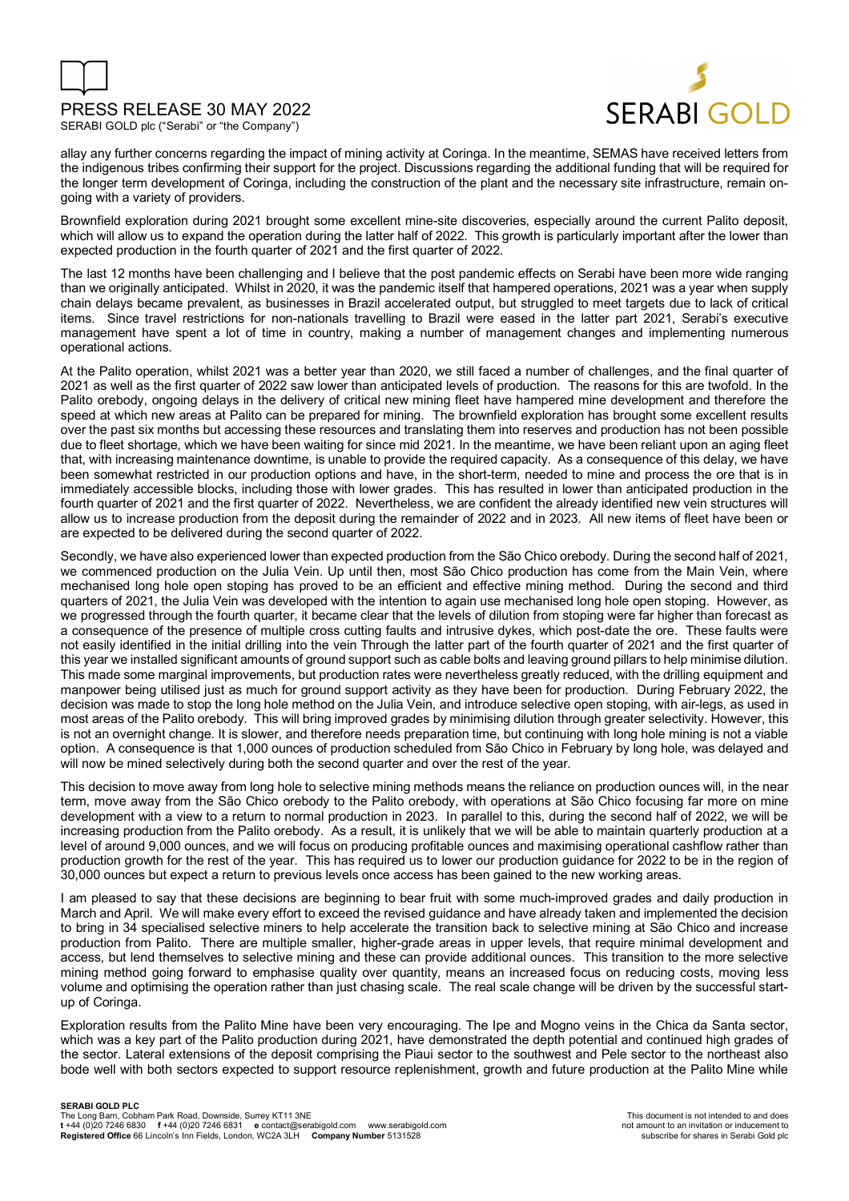allay any further concerns regarding the impact of mining activity at Coringa. In the meantime, SEMAS have received letters from the indigenous tribes confirming their support for the project. Discussions regarding the additional funding that will be required for the longer term development of Coringa, including the construction of the plant and the necessary site infrastructure, remain on-going with a variety of providers.

Brownfield exploration during 2021 brought some excellent mine-site discoveries, especially around the current Palito deposit, which will allow us to expand the operation during the latter half of 2022. This growth is particularly important after the lower than expected production in the fourth quarter of 2021 and the first quarter of 2022.

The last 12 months have been challenging and I believe that the post pandemic effects on Serabi have been more wide ranging than we originally anticipated. Whilst in 2020, it was the pandemic itself that hampered operations, 2021 was a year when supply chain delays became prevalent, as businesses in Brazil accelerated output, but struggled to meet targets due to lack of critical items. Since travel restrictions for non-nationals travelling to Brazil were eased in the latter part 2021, Serabi's executive management have spent a lot of time in country, making a number of management changes and implementing numerous operational actions.

At the Palito operation, whilst 2021 was a better year than 2020, we still faced a number of challenges, and the final quarter of 2021 as well as the first quarter of 2022 saw lower than anticipated levels of production. The reasons for this are twofold. In the Palito orebody, ongoing delays in the delivery of critical new mining fleet have hampered mine development and therefore the speed at which new areas at Palito can be prepared for mining. The brownfield exploration has brought some excellent results over the past six months but accessing these resources and translating them into reserves and production has not been possible due to fleet shortage, which we have been waiting for since mid 2021. In the meantime, we have been reliant upon an aging fleet that, with increasing maintenance downtime, is unable to provide the required capacity. As a consequence of this delay, we have been somewhat restricted in our production options and have, in the short-term, needed to mine and process the ore that is in immediately accessible blocks, including those with lower grades. This has resulted in lower than anticipated production in the fourth quarter of 2021 and the first quarter of 2022. Nevertheless, we are confident the already identified new vein structures will allow us to increase production from the deposit during the remainder of 2022 and in 2023. All new items of fleet have been or are expected to be delivered during the second quarter of 2022.

Secondly, we have also experienced lower than expected production from the São Chico orebody. During the second half of 2021, we commenced production on the Julia Vein. Up until then, most São Chico production has come from the Main Vein, where mechanised long hole open stoping has proved to be an efficient and effective mining method. During the second and third quarters of 2021, the Julia Vein was developed with the intention to again use mechanised long hole open stoping. However, as we progressed through the fourth quarter, it became clear that the levels of dilution from stoping were far higher than forecast as a consequence of the presence of multiple cross cutting faults and intrusive dykes, which post-date the ore. These faults were not easily identified in the initial drilling into the vein Through the latter part of the fourth quarter of 2021 and the first quarter of this year we installed significant amounts of ground support such as cable bolts and leaving ground pillars to help minimise dilution. This made some marginal improvements, but production rates were nevertheless greatly reduced, with the drilling equipment and manpower being utilised just as much for ground support activity as they have been for production. During February 2022, the decision was made to stop the long hole method on the Julia Vein, and introduce selective open stoping, with air-legs, as used in most areas of the Palito orebody. This will bring improved grades by minimising dilution through greater selectivity. However, this is not an overnight change. It is slower, and therefore needs preparation time, but continuing with long hole mining is not a viable option. A consequence is that 1,000 ounces of production scheduled from São Chico in February by long hole, was delayed and will now be mined selectively during both the second quarter and over the rest of the year.

This decision to move away from long hole to selective mining methods means the reliance on production ounces will, in the near term, move away from the São Chico orebody to the Palito orebody, with operations at São Chico focusing far more on mine development with a view to a return to normal production in 2023. In parallel to this, during the second half of 2022, we will be increasing production from the Palito orebody. As a result, it is unlikely that we will be able to maintain quarterly production at a level of around 9,000 ounces, and we will focus on producing profitable ounces and maximising operational cashflow rather than production growth for the rest of the year. This has required us to lower our production guidance for 2022 to be in the region of 30,000 ounces but expect a return to previous levels once access has been gained to the new working areas.

I am pleased to say that these decisions are beginning to bear fruit with some much-improved grades and daily production in March and April. We will make every effort to exceed the revised guidance and have already taken and implemented the decision to bring in 34 specialised selective miners to help accelerate the transition back to selective mining at São Chico and increase production from Palito. There are multiple smaller, higher-grade areas in upper levels, that require minimal development and access, but lend themselves to selective mining and these can provide additional ounces. This transition to the more selective mining method going forward to emphasise quality over quantity, means an increased focus on reducing costs, moving less volume and optimising the operation rather than just chasing scale. The real scale change will be driven by the successful start-up of Coringa.

Exploration results from the Palito Mine have been very encouraging. The Ipe and Mogno veins in the Chica da Santa sector, which was a key part of the Palito production during 2021, have demonstrated the depth potential and continued high grades of the sector. Lateral extensions of the deposit comprising the Piaui sector to the southwest and Pele sector to the northeast also bode well with both sectors expected to support resource replenishment, growth and future production at the Palito Mine while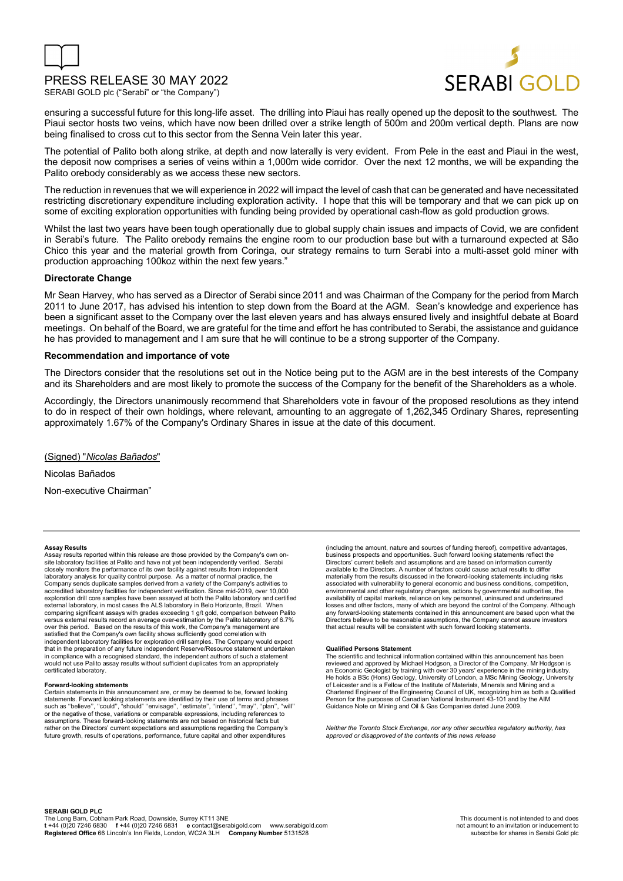ensuring a successful future for this long-life asset. The drilling into Piaui has really opened up the deposit to the southwest. The Piaui sector hosts two veins, which have now been drilled over a strike length of 500m and 200m vertical depth. Plans are now being finalised to cross cut to this sector from the Senna Vein later this year.

The potential of Palito both along strike, at depth and now laterally is very evident. From Pele in the east and Piaui in the west, the deposit now comprises a series of veins within a 1,000m wide corridor. Over the next 12 months, we will be expanding the Palito orebody considerably as we access these new sectors.

The reduction in revenues that we will experience in 2022 will impact the level of cash that can be generated and have necessitated restricting discretionary expenditure including exploration activity. I hope that this will be temporary and that we can pick up on some of exciting exploration opportunities with funding being provided by operational cash-flow as gold production grows.

Whilst the last two years have been tough operationally due to global supply chain issues and impacts of Covid, we are confident in Serabi's future. The Palito orebody remains the engine room to our production base but with a turnaround expected at São Chico this year and the material growth from Coringa, our strategy remains to turn Serabi into a multi-asset gold miner with production approaching 100koz within the next few years."

**Directorate Change**

Mr Sean Harvey, who has served as a Director of Serabi since 2011 and was Chairman of the Company for the period from March 2011 to June 2017, has advised his intention to step down from the Board at the AGM. Sean's knowledge and experience has been a significant asset to the Company over the last eleven years and has always ensured lively and insightful debate at Board meetings. On behalf of the Board, we are grateful for the time and effort he has contributed to Serabi, the assistance and guidance he has provided to management and I am sure that he will continue to be a strong supporter of the Company.

**Recommendation and importance of vote**

The Directors consider that the resolutions set out in the Notice being put to the AGM are in the best interests of the Company and its Shareholders and are most likely to promote the success of the Company for the benefit of the Shareholders as a whole.

Accordingly, the Directors unanimously recommend that Shareholders vote in favour of the proposed resolutions as they intend to do in respect of their own holdings, where relevant, amounting to an aggregate of 1,262,345 Ordinary Shares, representing approximately 1.67% of the Company's Ordinary Shares in issue at the date of this document.

(Signed) "*Nicolas Bañados*"

Nicolas Bañados

Non-executive Chairman"

---

**Assay Results**

Assay results reported within this release are those provided by the Company's own on-site laboratory facilities at Palito and have not yet been independently verified. Serabi closely monitors the performance of its own facility against results from independent laboratory analysis for quality control purpose. As a matter of normal practice, the Company sends duplicate samples derived from a variety of the Company's activities to accredited laboratory facilities for independent verification. Since mid-2019, over 10,000 exploration drill core samples have been assayed at both the Palito laboratory and certified external laboratory, in most cases the ALS laboratory in Belo Horizonte, Brazil. When comparing significant assays with grades exceeding 1 g/t gold, comparison between Palito versus external results record an average over-estimation by the Palito laboratory of 6.7% over this period. Based on the results of this work, the Company's management are satisfied that the Company's own facility shows sufficiently good correlation with independent laboratory facilities for exploration drill samples. The Company would expect that in the preparation of any future independent Reserve/Resource statement undertaken in compliance with a recognised standard, the independent authors of such a statement would not use Palito assay results without sufficient duplicates from an appropriately certificated laboratory.

**Forward-looking statements**

Certain statements in this announcement are, or may be deemed to be, forward looking statements. Forward looking statements are identified by their use of terms and phrases such as "believe", "could", "should" "envisage", "estimate", "intend", "may", "plan", "will" or the negative of those, variations or comparable expressions, including references to assumptions. These forward-looking statements are not based on historical facts but rather on the Directors' current expectations and assumptions regarding the Company's future growth, results of operations, performance, future capital and other expenditures (including the amount, nature and sources of funding thereof), competitive advantages, business prospects and opportunities. Such forward looking statements reflect the Directors' current beliefs and assumptions and are based on information currently available to the Directors. A number of factors could cause actual results to differ materially from the results discussed in the forward-looking statements including risks associated with vulnerability to general economic and business conditions, competition, environmental and other regulatory changes, actions by governmental authorities, the availability of capital markets, reliance on key personnel, uninsured and underinsured losses and other factors, many of which are beyond the control of the Company. Although any forward-looking statements contained in this announcement are based upon what the Directors believe to be reasonable assumptions, the Company cannot assure investors that actual results will be consistent with such forward looking statements.

**Qualified Persons Statement**

The scientific and technical information contained within this announcement has been reviewed and approved by Michael Hodgson, a Director of the Company. Mr Hodgson is an Economic Geologist by training with over 30 years' experience in the mining industry. He holds a BSc (Hons) Geology, University of London, a MSc Mining Geology, University of Leicester and is a Fellow of the Institute of Materials, Minerals and Mining and a Chartered Engineer of the Engineering Council of UK, recognizing him as both a Qualified Person for the purposes of Canadian National Instrument 43-101 and by the AIM Guidance Note on Mining and Oil & Gas Companies dated June 2009.

*Neither the Toronto Stock Exchange, nor any other securities regulatory authority, has approved or disapproved of the contents of this news release*